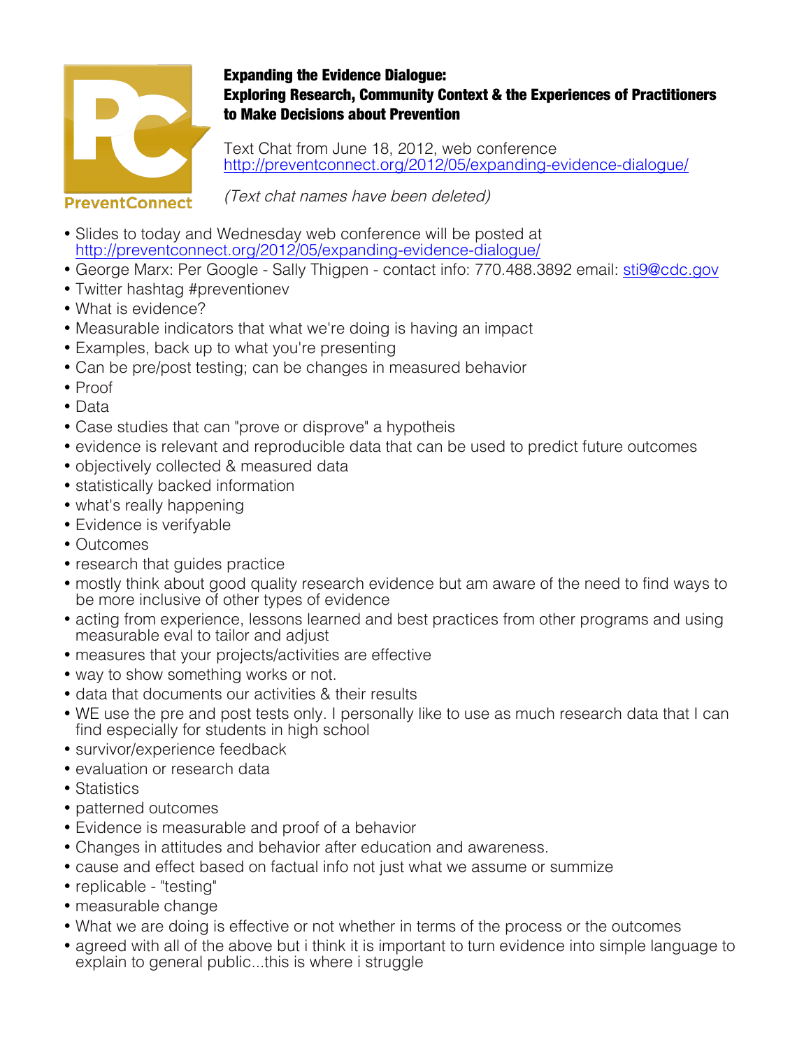PreventConnect

**Expanding the Evidence Dialogue:**
**Exploring Research, Community Context & the Experiences of Practitioners to Make Decisions about Prevention**

Text Chat from June 18, 2012, web conference
http://preventconnect.org/2012/05/expanding-evidence-dialogue/

*(Text chat names have been deleted)*

- Slides to today and Wednesday web conference will be posted at http://preventconnect.org/2012/05/expanding-evidence-dialogue/
- George Marx: Per Google - Sally Thigpen - contact info: 770.488.3892 email: sti9@cdc.gov
- Twitter hashtag #preventionev
- What is evidence?
- Measurable indicators that what we're doing is having an impact
- Examples, back up to what you're presenting
- Can be pre/post testing; can be changes in measured behavior
- Proof
- Data
- Case studies that can "prove or disprove" a hypotheis
- evidence is relevant and reproducible data that can be used to predict future outcomes
- objectively collected & measured data
- statistically backed information
- what's really happening
- Evidence is verifyable
- Outcomes
- research that guides practice
- mostly think about good quality research evidence but am aware of the need to find ways to be more inclusive of other types of evidence
- acting from experience, lessons learned and best practices from other programs and using measurable eval to tailor and adjust
- measures that your projects/activities are effective
- way to show something works or not.
- data that documents our activities & their results
- WE use the pre and post tests only. I personally like to use as much research data that I can find especially for students in high school
- survivor/experience feedback
- evaluation or research data
- Statistics
- patterned outcomes
- Evidence is measurable and proof of a behavior
- Changes in attitudes and behavior after education and awareness.
- cause and effect based on factual info not just what we assume or summize
- replicable - "testing"
- measurable change
- What we are doing is effective or not whether in terms of the process or the outcomes
- agreed with all of the above but i think it is important to turn evidence into simple language to explain to general public...this is where i struggle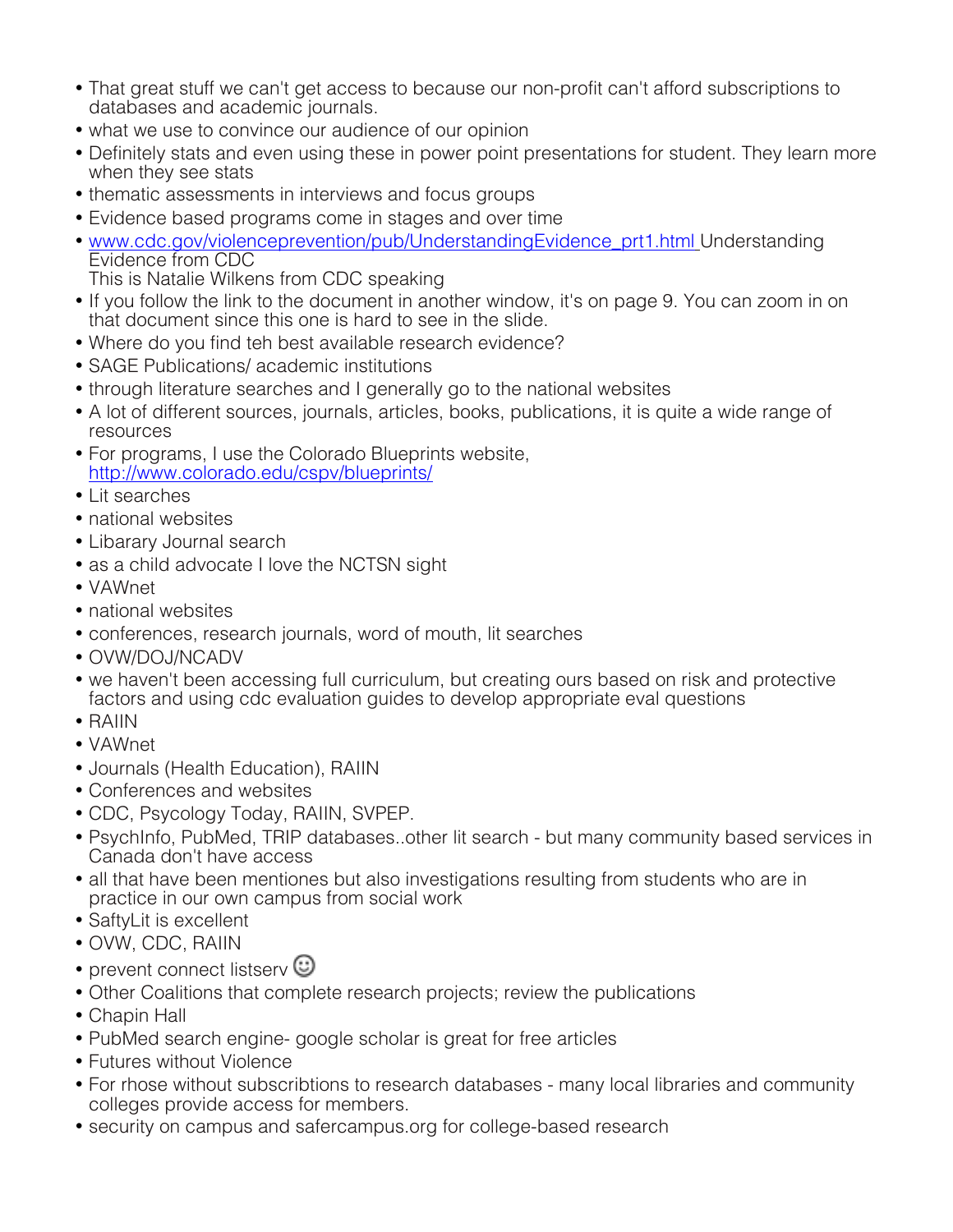- That great stuff we can't get access to because our non-profit can't afford subscriptions to databases and academic journals.
- what we use to convince our audience of our opinion
- Definitely stats and even using these in power point presentations for student. They learn more when they see stats
- thematic assessments in interviews and focus groups
- Evidence based programs come in stages and over time
- [www.cdc.gov/violenceprevention/pub/UnderstandingEvidence_prt1.html](www.cdc.gov/violenceprevention/pub/UnderstandingEvidence_prt1.html) Understanding Evidence from CDC
  This is Natalie Wilkens from CDC speaking
- If you follow the link to the document in another window, it's on page 9. You can zoom in on that document since this one is hard to see in the slide.
- Where do you find teh best available research evidence?
- SAGE Publications/ academic institutions
- through literature searches and I generally go to the national websites
- A lot of different sources, journals, articles, books, publications, it is quite a wide range of resources
- For programs, I use the Colorado Blueprints website, [http://www.colorado.edu/cspv/blueprints/](http://www.colorado.edu/cspv/blueprints/)
- Lit searches
- national websites
- Libarary Journal search
- as a child advocate I love the NCTSN sight
- VAWnet
- national websites
- conferences, research journals, word of mouth, lit searches
- OVW/DOJ/NCADV
- we haven't been accessing full curriculum, but creating ours based on risk and protective factors and using cdc evaluation guides to develop appropriate eval questions
- RAIIN
- VAWnet
- Journals (Health Education), RAIIN
- Conferences and websites
- CDC, Psycology Today, RAIIN, SVPEP.
- PsychInfo, PubMed, TRIP databases..other lit search - but many community based services in Canada don't have access
- all that have been mentiones but also investigations resulting from students who are in practice in our own campus from social work
- SaftyLit is excellent
- OVW, CDC, RAIIN
- prevent connect listserv ☺
- Other Coalitions that complete research projects; review the publications
- Chapin Hall
- PubMed search engine- google scholar is great for free articles
- Futures without Violence
- For rhose without subscribtions to research databases - many local libraries and community colleges provide access for members.
- security on campus and safercampus.org for college-based research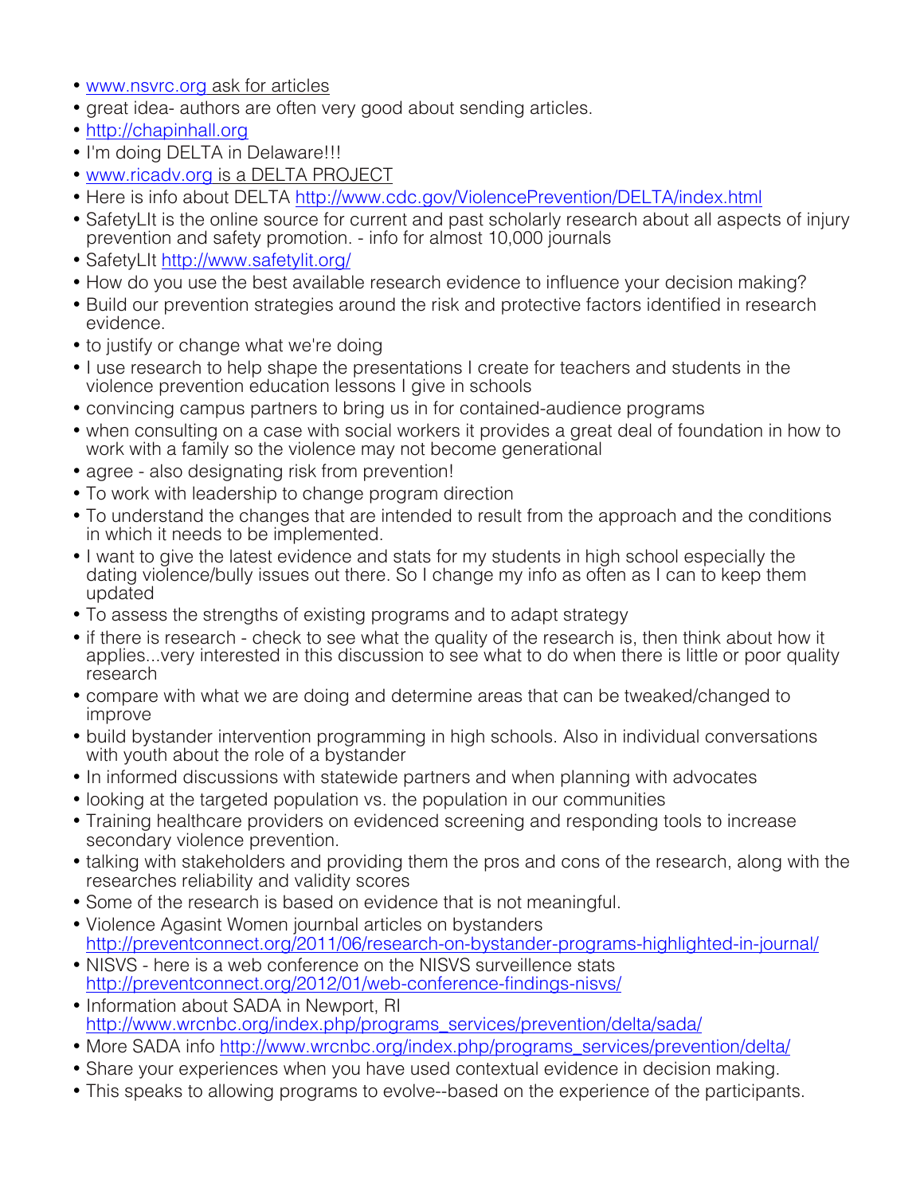- www.nsvrc.org ask for articles
- great idea- authors are often very good about sending articles.
- http://chapinhall.org
- I'm doing DELTA in Delaware!!!
- www.ricadv.org is a DELTA PROJECT
- Here is info about DELTA http://www.cdc.gov/ViolencePrevention/DELTA/index.html
- SafetyLIt is the online source for current and past scholarly research about all aspects of injury prevention and safety promotion. - info for almost 10,000 journals
- SafetyLIt http://www.safetylit.org/
- How do you use the best available research evidence to influence your decision making?
- Build our prevention strategies around the risk and protective factors identified in research evidence.
- to justify or change what we're doing
- I use research to help shape the presentations I create for teachers and students in the violence prevention education lessons I give in schools
- convincing campus partners to bring us in for contained-audience programs
- when consulting on a case with social workers it provides a great deal of foundation in how to work with a family so the violence may not become generational
- agree - also designating risk from prevention!
- To work with leadership to change program direction
- To understand the changes that are intended to result from the approach and the conditions in which it needs to be implemented.
- I want to give the latest evidence and stats for my students in high school especially the dating violence/bully issues out there. So I change my info as often as I can to keep them updated
- To assess the strengths of existing programs and to adapt strategy
- if there is research - check to see what the quality of the research is, then think about how it applies...very interested in this discussion to see what to do when there is little or poor quality research
- compare with what we are doing and determine areas that can be tweaked/changed to improve
- build bystander intervention programming in high schools. Also in individual conversations with youth about the role of a bystander
- In informed discussions with statewide partners and when planning with advocates
- looking at the targeted population vs. the population in our communities
- Training healthcare providers on evidenced screening and responding tools to increase secondary violence prevention.
- talking with stakeholders and providing them the pros and cons of the research, along with the researches reliability and validity scores
- Some of the research is based on evidence that is not meaningful.
- Violence Agasint Women journbal articles on bystanders http://preventconnect.org/2011/06/research-on-bystander-programs-highlighted-in-journal/
- NISVS - here is a web conference on the NISVS surveillence stats http://preventconnect.org/2012/01/web-conference-findings-nisvs/
- Information about SADA in Newport, RI http://www.wrcnbc.org/index.php/programs_services/prevention/delta/sada/
- More SADA info http://www.wrcnbc.org/index.php/programs_services/prevention/delta/
- Share your experiences when you have used contextual evidence in decision making.
- This speaks to allowing programs to evolve--based on the experience of the participants.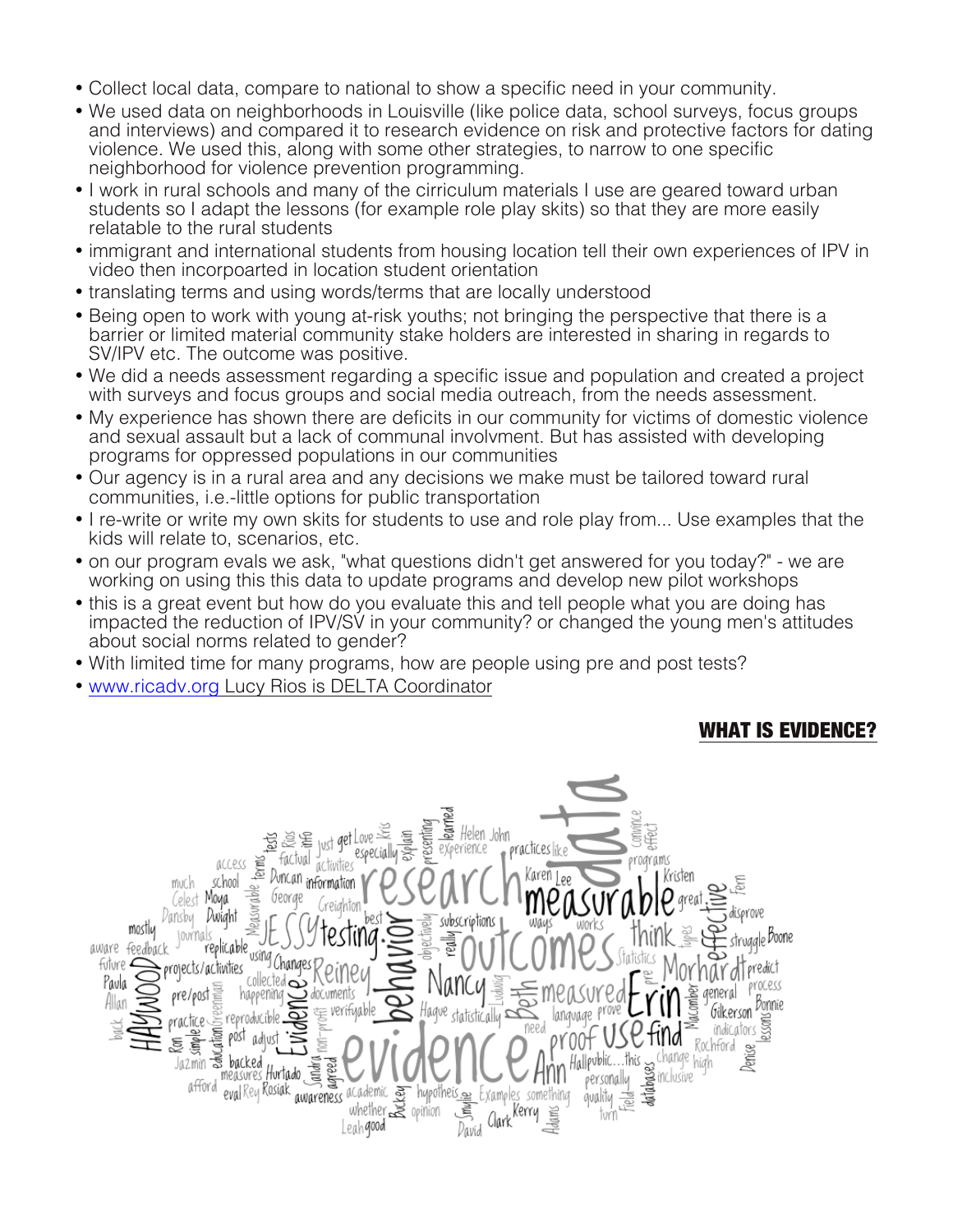- Collect local data, compare to national to show a specific need in your community.
- We used data on neighborhoods in Louisville (like police data, school surveys, focus groups and interviews) and compared it to research evidence on risk and protective factors for dating violence. We used this, along with some other strategies, to narrow to one specific neighborhood for violence prevention programming.
- I work in rural schools and many of the cirriculum materials I use are geared toward urban students so I adapt the lessons (for example role play skits) so that they are more easily relatable to the rural students
- immigrant and international students from housing location tell their own experiences of IPV in video then incorpoarted in location student orientation
- translating terms and using words/terms that are locally understood
- Being open to work with young at-risk youths; not bringing the perspective that there is a barrier or limited material community stake holders are interested in sharing in regards to SV/IPV etc. The outcome was positive.
- We did a needs assessment regarding a specific issue and population and created a project with surveys and focus groups and social media outreach, from the needs assessment.
- My experience has shown there are deficits in our community for victims of domestic violence and sexual assault but a lack of communal involvment. But has assisted with developing programs for oppressed populations in our communities
- Our agency is in a rural area and any decisions we make must be tailored toward rural communities, i.e.-little options for public transportation
- I re-write or write my own skits for students to use and role play from... Use examples that the kids will relate to, scenarios, etc.
- on our program evals we ask, "what questions didn't get answered for you today?" - we are working on using this this data to update programs and develop new pilot workshops
- this is a great event but how do you evaluate this and tell people what you are doing has impacted the reduction of IPV/SV in your community? or changed the young men's attitudes about social norms related to gender?
- With limited time for many programs, how are people using pre and post tests?
- www.ricadv.org Lucy Rios is DELTA Coordinator

## WHAT IS EVIDENCE?

data
research
measurable
outcomes
evidence
behavior
testing
effective
proof
use
find
measured
think
JESSY
Reiney
Nancy
Beth
Erin
Morhardt
Ann
HAYWOOD
Evidence